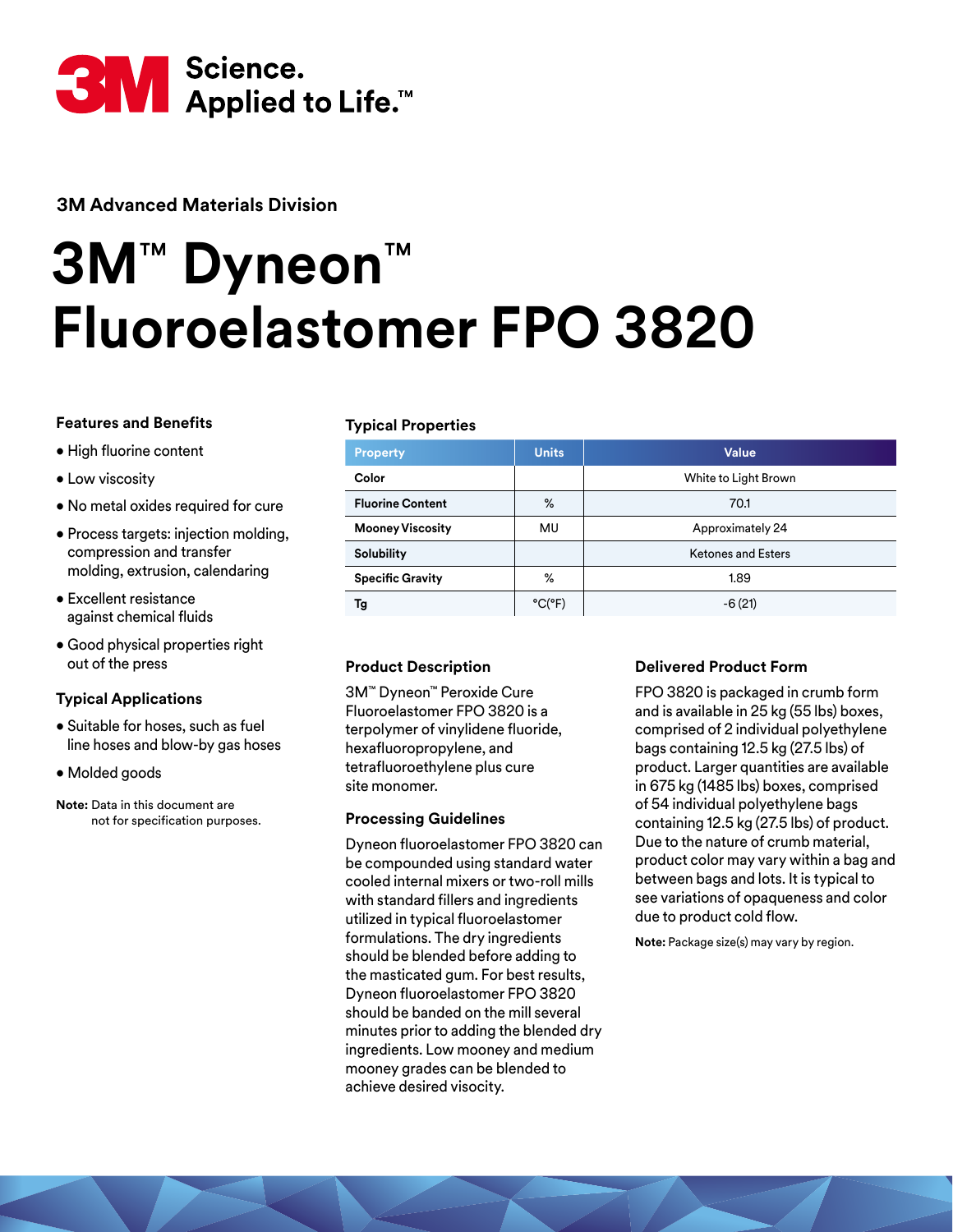3M Science. Applied to Life.™

**3M Advanced Materials Division**

# 3M™ Dyneon™ Fluoroelastomer FPO 3820

### Features and Benefits

- High fluorine content
- Low viscosity
- No metal oxides required for cure
- Process targets: injection molding, compression and transfer molding, extrusion, calendaring
- Excellent resistance against chemical fluids
- Good physical properties right out of the press

### Typical Applications

- Suitable for hoses, such as fuel line hoses and blow-by gas hoses
- Molded goods

**Note:** Data in this document are not for specification purposes.

### Typical Properties

| Property | Units | Value |
|---|---|---|
| **Color** | | White to Light Brown |
| **Fluorine Content** | % | 70.1 |
| **Mooney Viscosity** | MU | Approximately 24 |
| **Solubility** | | Ketones and Esters |
| **Specific Gravity** | % | 1.89 |
| **Tg** | °C(°F) | -6 (21) |

### Product Description

3M™ Dyneon™ Peroxide Cure Fluoroelastomer FPO 3820 is a terpolymer of vinylidene fluoride, hexafluoropropylene, and tetrafluoroethylene plus cure site monomer.

### Processing Guidelines

Dyneon fluoroelastomer FPO 3820 can be compounded using standard water cooled internal mixers or two-roll mills with standard fillers and ingredients utilized in typical fluoroelastomer formulations. The dry ingredients should be blended before adding to the masticated gum. For best results, Dyneon fluoroelastomer FPO 3820 should be banded on the mill several minutes prior to adding the blended dry ingredients. Low mooney and medium mooney grades can be blended to achieve desired visocity.

### Delivered Product Form

FPO 3820 is packaged in crumb form and is available in 25 kg (55 lbs) boxes, comprised of 2 individual polyethylene bags containing 12.5 kg (27.5 lbs) of product. Larger quantities are available in 675 kg (1485 lbs) boxes, comprised of 54 individual polyethylene bags containing 12.5 kg (27.5 lbs) of product. Due to the nature of crumb material, product color may vary within a bag and between bags and lots. It is typical to see variations of opaqueness and color due to product cold flow.

**Note:** Package size(s) may vary by region.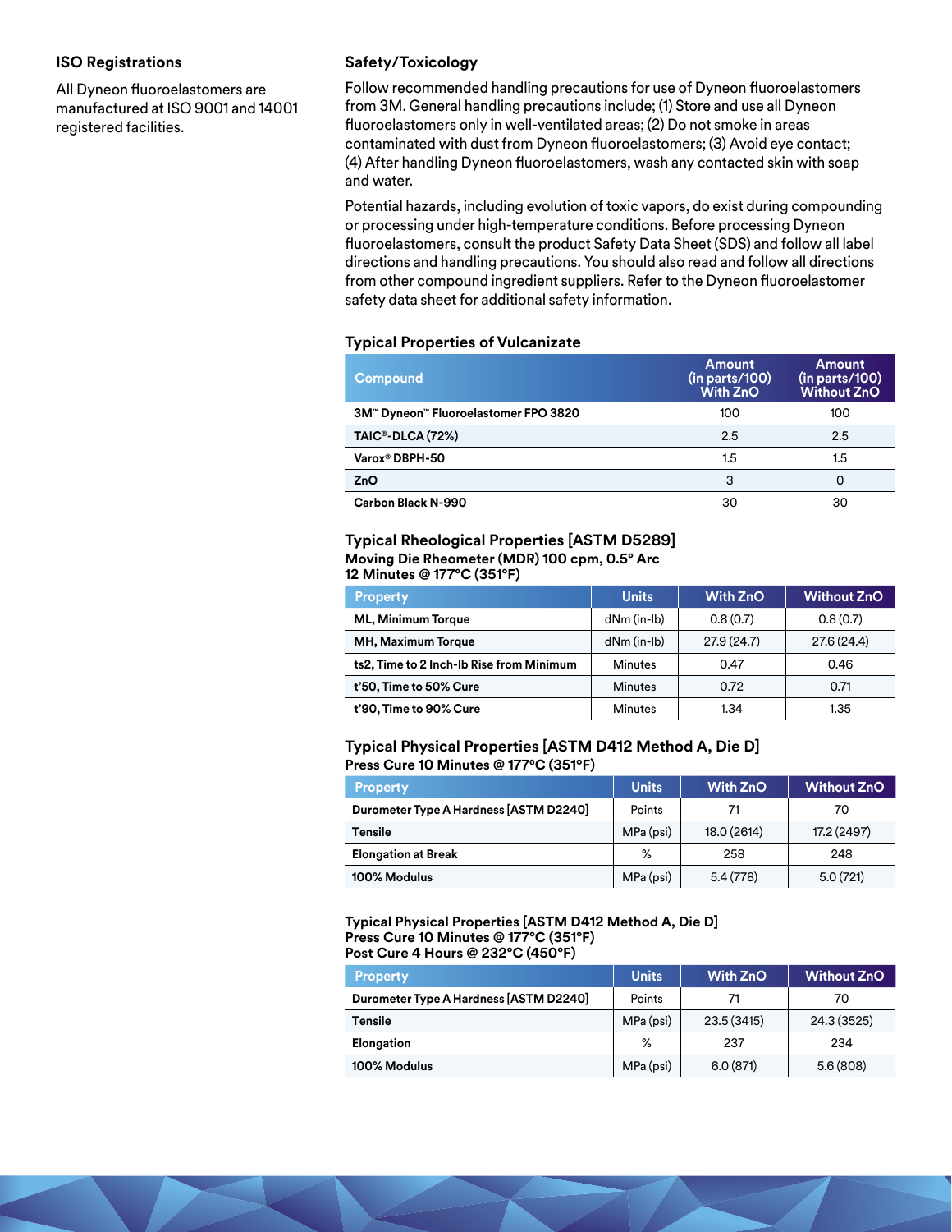## ISO Registrations

All Dyneon fluoroelastomers are manufactured at ISO 9001 and 14001 registered facilities.

## Safety/Toxicology

Follow recommended handling precautions for use of Dyneon fluoroelastomers from 3M. General handling precautions include; (1) Store and use all Dyneon fluoroelastomers only in well-ventilated areas; (2) Do not smoke in areas contaminated with dust from Dyneon fluoroelastomers; (3) Avoid eye contact; (4) After handling Dyneon fluoroelastomers, wash any contacted skin with soap and water.

Potential hazards, including evolution of toxic vapors, do exist during compounding or processing under high-temperature conditions. Before processing Dyneon fluoroelastomers, consult the product Safety Data Sheet (SDS) and follow all label directions and handling precautions. You should also read and follow all directions from other compound ingredient suppliers. Refer to the Dyneon fluoroelastomer safety data sheet for additional safety information.

### Typical Properties of Vulcanizate

| Compound | Amount (in parts/100) With ZnO | Amount (in parts/100) Without ZnO |
|---|---|---|
| 3M™ Dyneon™ Fluoroelastomer FPO 3820 | 100 | 100 |
| TAIC®-DLCA (72%) | 2.5 | 2.5 |
| Varox® DBPH-50 | 1.5 | 1.5 |
| ZnO | 3 | 0 |
| Carbon Black N-990 | 30 | 30 |

### Typical Rheological Properties [ASTM D5289]

**Moving Die Rheometer (MDR) 100 cpm, 0.5° Arc**
**12 Minutes @ 177°C (351°F)**

| Property | Units | With ZnO | Without ZnO |
|---|---|---|---|
| ML, Minimum Torque | dNm (in-lb) | 0.8 (0.7) | 0.8 (0.7) |
| MH, Maximum Torque | dNm (in-lb) | 27.9 (24.7) | 27.6 (24.4) |
| ts2, Time to 2 Inch-lb Rise from Minimum | Minutes | 0.47 | 0.46 |
| t'50, Time to 50% Cure | Minutes | 0.72 | 0.71 |
| t'90, Time to 90% Cure | Minutes | 1.34 | 1.35 |

### Typical Physical Properties [ASTM D412 Method A, Die D]

**Press Cure 10 Minutes @ 177°C (351°F)**

| Property | Units | With ZnO | Without ZnO |
|---|---|---|---|
| Durometer Type A Hardness [ASTM D2240] | Points | 71 | 70 |
| Tensile | MPa (psi) | 18.0 (2614) | 17.2 (2497) |
| Elongation at Break | % | 258 | 248 |
| 100% Modulus | MPa (psi) | 5.4 (778) | 5.0 (721) |

### Typical Physical Properties [ASTM D412 Method A, Die D]

**Press Cure 10 Minutes @ 177°C (351°F)**
**Post Cure 4 Hours @ 232°C (450°F)**

| Property | Units | With ZnO | Without ZnO |
|---|---|---|---|
| Durometer Type A Hardness [ASTM D2240] | Points | 71 | 70 |
| Tensile | MPa (psi) | 23.5 (3415) | 24.3 (3525) |
| Elongation | % | 237 | 234 |
| 100% Modulus | MPa (psi) | 6.0 (871) | 5.6 (808) |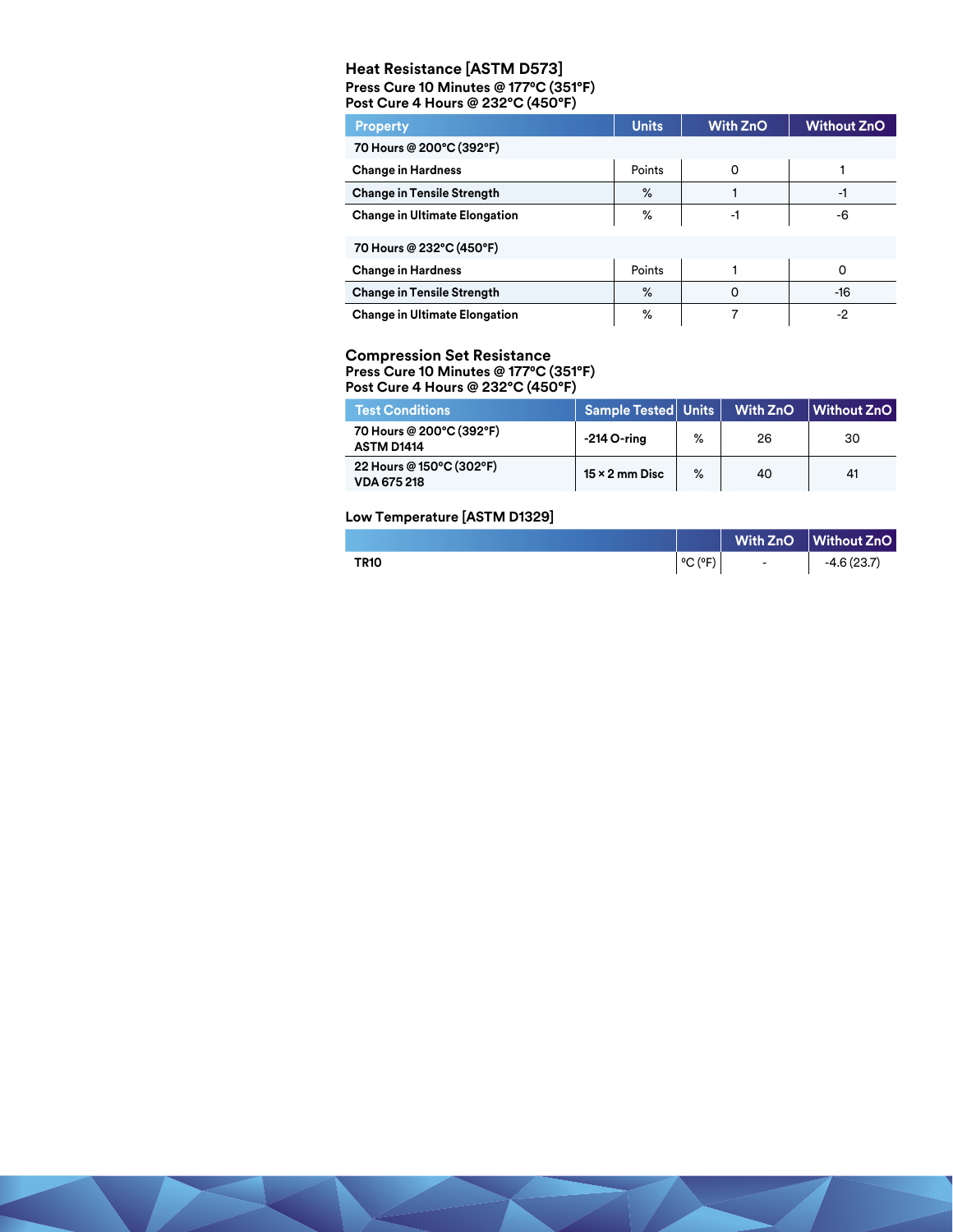## Heat Resistance [ASTM D573]

**Press Cure 10 Minutes @ 177°C (351°F)**
**Post Cure 4 Hours @ 232°C (450°F)**

| Property | Units | With ZnO | Without ZnO |
|---|---|---|---|
| **70 Hours @ 200°C (392°F)** | | | |
| Change in Hardness | Points | 0 | 1 |
| Change in Tensile Strength | % | 1 | -1 |
| Change in Ultimate Elongation | % | -1 | -6 |
| **70 Hours @ 232°C (450°F)** | | | |
| Change in Hardness | Points | 1 | 0 |
| Change in Tensile Strength | % | 0 | -16 |
| Change in Ultimate Elongation | % | 7 | -2 |

## Compression Set Resistance

**Press Cure 10 Minutes @ 177°C (351°F)**
**Post Cure 4 Hours @ 232°C (450°F)**

| Test Conditions | Sample Tested | Units | With ZnO | Without ZnO |
|---|---|---|---|---|
| 70 Hours @ 200°C (392°F) ASTM D1414 | -214 O-ring | % | 26 | 30 |
| 22 Hours @ 150°C (302°F) VDA 675 218 | 15 × 2 mm Disc | % | 40 | 41 |

## Low Temperature [ASTM D1329]

| | | With ZnO | Without ZnO |
|---|---|---|---|
| TR10 | °C (°F) | - | -4.6 (23.7) |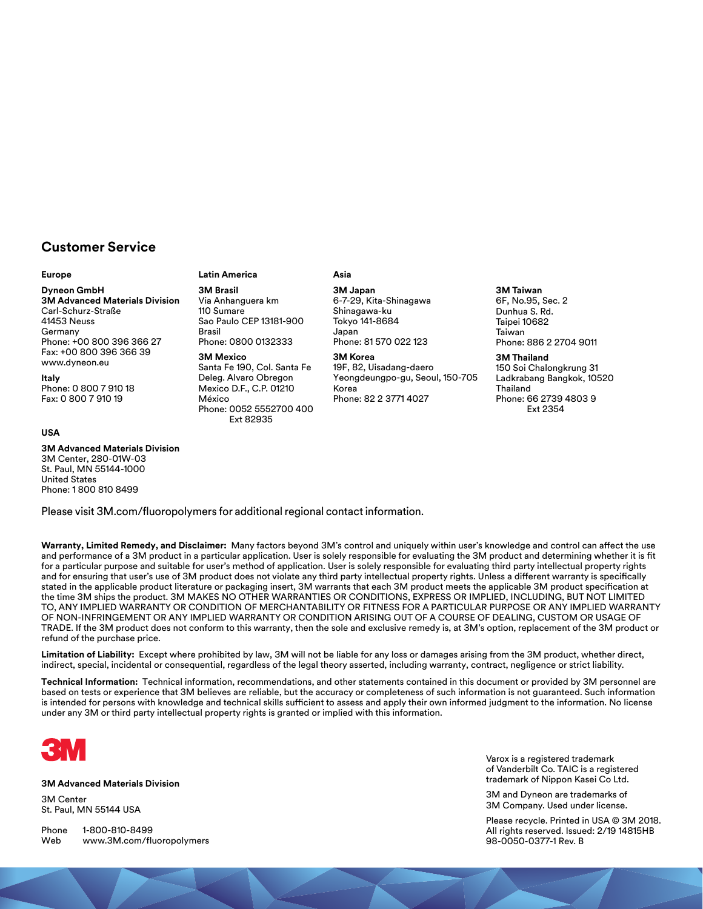## Customer Service

### Europe

**Dyneon GmbH**
**3M Advanced Materials Division**
Carl-Schurz-Straße
41453 Neuss
Germany
Phone: +00 800 396 366 27
Fax: +00 800 396 366 39
www.dyneon.eu

**Italy**
Phone: 0 800 7 910 18
Fax: 0 800 7 910 19

### USA

**3M Advanced Materials Division**
3M Center, 280-01W-03
St. Paul, MN 55144-1000
United States
Phone: 1 800 810 8499

### Latin America

**3M Brasil**
Via Anhanguera km
110 Sumare
Sao Paulo CEP 13181-900
Brasil
Phone: 0800 0132333

**3M Mexico**
Santa Fe 190, Col. Santa Fe
Deleg. Alvaro Obregon
Mexico D.F., C.P. 01210
México
Phone: 0052 5552700 400
Ext 82935

### Asia

**3M Japan**
6-7-29, Kita-Shinagawa
Shinagawa-ku
Tokyo 141-8684
Japan
Phone: 81 570 022 123

**3M Korea**
19F, 82, Uisadang-daero
Yeongdeungpo-gu, Seoul, 150-705
Korea
Phone: 82 2 3771 4027

**3M Taiwan**
6F, No.95, Sec. 2
Dunhua S. Rd.
Taipei 10682
Taiwan
Phone: 886 2 2704 9011

**3M Thailand**
150 Soi Chalongkrung 31
Ladkrabang Bangkok, 10520
Thailand
Phone: 66 2739 4803 9
Ext 2354

Please visit 3M.com/fluoropolymers for additional regional contact information.

**Warranty, Limited Remedy, and Disclaimer:** Many factors beyond 3M's control and uniquely within user's knowledge and control can affect the use and performance of a 3M product in a particular application. User is solely responsible for evaluating the 3M product and determining whether it is fit for a particular purpose and suitable for user's method of application. User is solely responsible for evaluating third party intellectual property rights and for ensuring that user's use of 3M product does not violate any third party intellectual property rights. Unless a different warranty is specifically stated in the applicable product literature or packaging insert, 3M warrants that each 3M product meets the applicable 3M product specification at the time 3M ships the product. 3M MAKES NO OTHER WARRANTIES OR CONDITIONS, EXPRESS OR IMPLIED, INCLUDING, BUT NOT LIMITED TO, ANY IMPLIED WARRANTY OR CONDITION OF MERCHANTABILITY OR FITNESS FOR A PARTICULAR PURPOSE OR ANY IMPLIED WARRANTY OF NON-INFRINGEMENT OR ANY IMPLIED WARRANTY OR CONDITION ARISING OUT OF A COURSE OF DEALING, CUSTOM OR USAGE OF TRADE. If the 3M product does not conform to this warranty, then the sole and exclusive remedy is, at 3M's option, replacement of the 3M product or refund of the purchase price.

**Limitation of Liability:** Except where prohibited by law, 3M will not be liable for any loss or damages arising from the 3M product, whether direct, indirect, special, incidental or consequential, regardless of the legal theory asserted, including warranty, contract, negligence or strict liability.

**Technical Information:** Technical information, recommendations, and other statements contained in this document or provided by 3M personnel are based on tests or experience that 3M believes are reliable, but the accuracy or completeness of such information is not guaranteed. Such information is intended for persons with knowledge and technical skills sufficient to assess and apply their own informed judgment to the information. No license under any 3M or third party intellectual property rights is granted or implied with this information.

3M

**3M Advanced Materials Division**

3M Center
St. Paul, MN 55144 USA

Phone 1-800-810-8499
Web www.3M.com/fluoropolymers

Varox is a registered trademark of Vanderbilt Co. TAIC is a registered trademark of Nippon Kasei Co Ltd.

3M and Dyneon are trademarks of 3M Company. Used under license.

Please recycle. Printed in USA © 3M 2018. All rights reserved. Issued: 2/19 14815HB
98-0050-0377-1 Rev. B